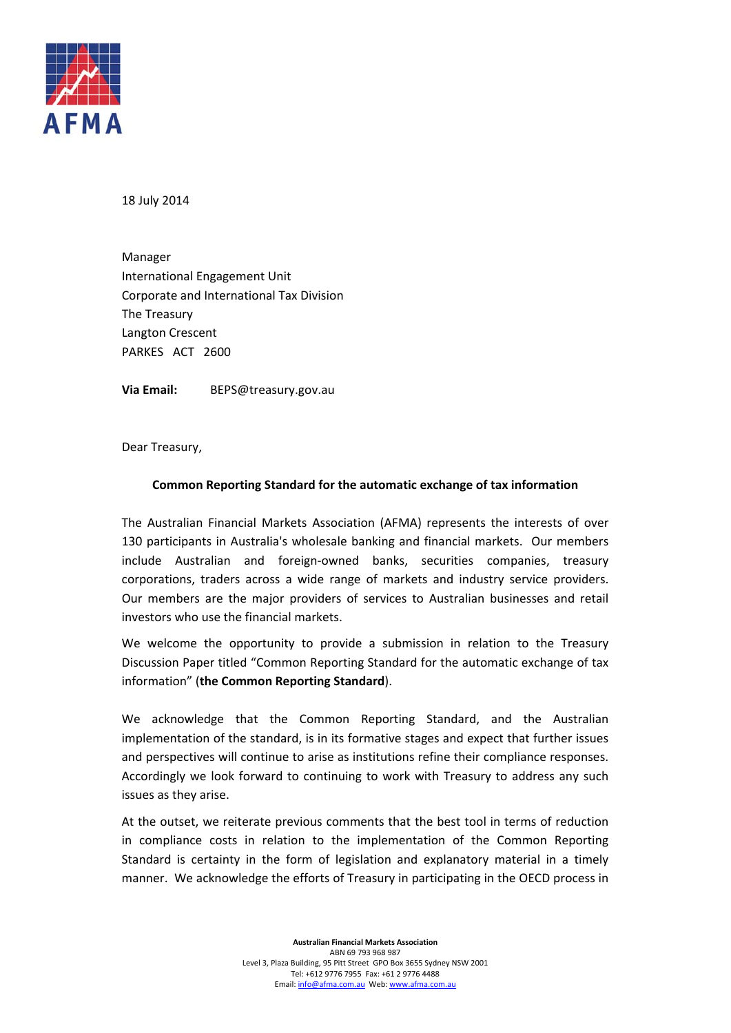18 July 2014

Manager
International Engagement Unit
Corporate and International Tax Division
The Treasury
Langton Crescent
PARKES ACT 2600

**Via Email:** BEPS@treasury.gov.au

Dear Treasury,

**Common Reporting Standard for the automatic exchange of tax information**

The Australian Financial Markets Association (AFMA) represents the interests of over 130 participants in Australia's wholesale banking and financial markets. Our members include Australian and foreign-owned banks, securities companies, treasury corporations, traders across a wide range of markets and industry service providers. Our members are the major providers of services to Australian businesses and retail investors who use the financial markets.

We welcome the opportunity to provide a submission in relation to the Treasury Discussion Paper titled "Common Reporting Standard for the automatic exchange of tax information" (**the Common Reporting Standard**).

We acknowledge that the Common Reporting Standard, and the Australian implementation of the standard, is in its formative stages and expect that further issues and perspectives will continue to arise as institutions refine their compliance responses. Accordingly we look forward to continuing to work with Treasury to address any such issues as they arise.

At the outset, we reiterate previous comments that the best tool in terms of reduction in compliance costs in relation to the implementation of the Common Reporting Standard is certainty in the form of legislation and explanatory material in a timely manner. We acknowledge the efforts of Treasury in participating in the OECD process in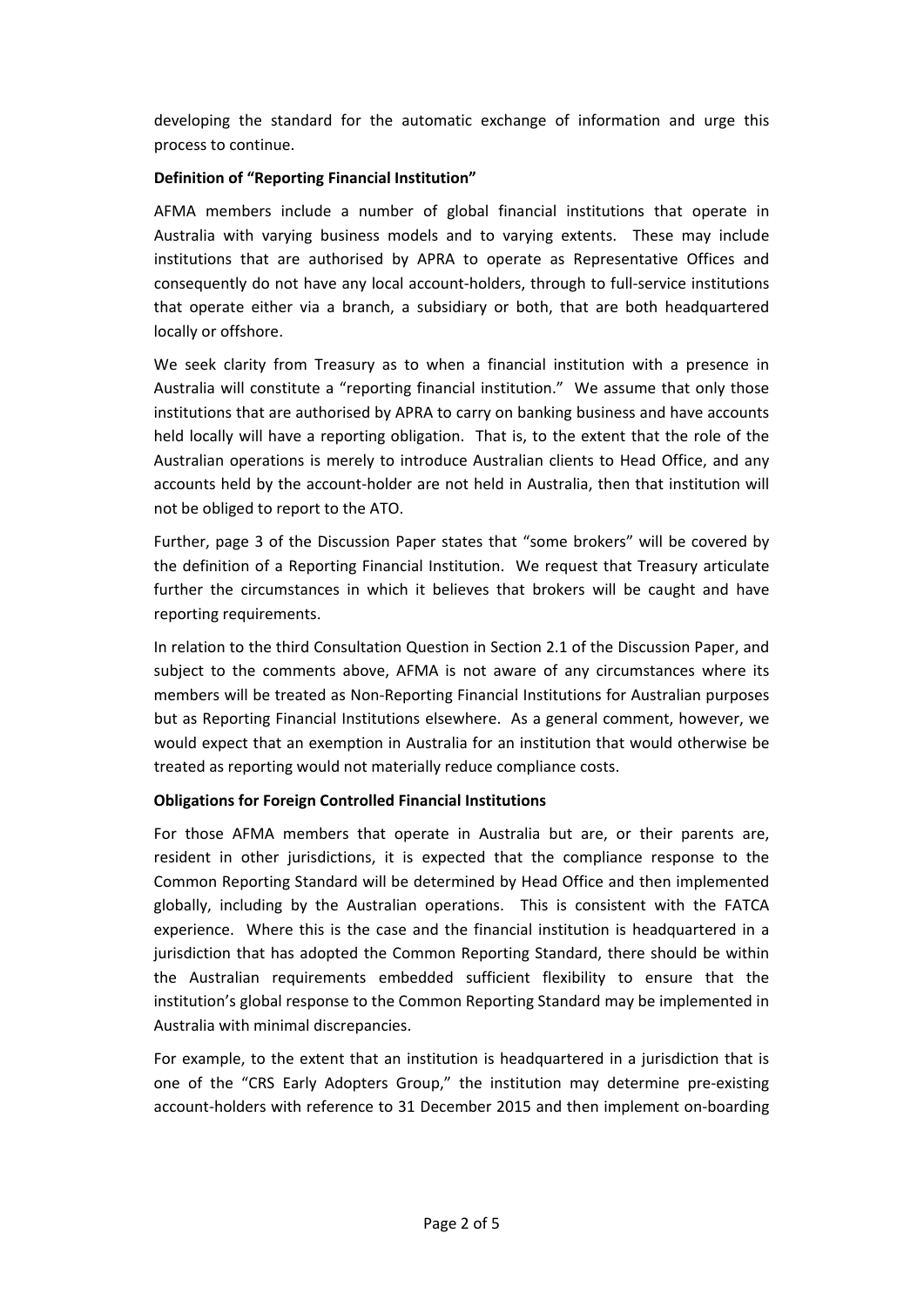developing the standard for the automatic exchange of information and urge this process to continue.

**Definition of "Reporting Financial Institution"**

AFMA members include a number of global financial institutions that operate in Australia with varying business models and to varying extents. These may include institutions that are authorised by APRA to operate as Representative Offices and consequently do not have any local account-holders, through to full-service institutions that operate either via a branch, a subsidiary or both, that are both headquartered locally or offshore.

We seek clarity from Treasury as to when a financial institution with a presence in Australia will constitute a "reporting financial institution." We assume that only those institutions that are authorised by APRA to carry on banking business and have accounts held locally will have a reporting obligation. That is, to the extent that the role of the Australian operations is merely to introduce Australian clients to Head Office, and any accounts held by the account-holder are not held in Australia, then that institution will not be obliged to report to the ATO.

Further, page 3 of the Discussion Paper states that "some brokers" will be covered by the definition of a Reporting Financial Institution. We request that Treasury articulate further the circumstances in which it believes that brokers will be caught and have reporting requirements.

In relation to the third Consultation Question in Section 2.1 of the Discussion Paper, and subject to the comments above, AFMA is not aware of any circumstances where its members will be treated as Non-Reporting Financial Institutions for Australian purposes but as Reporting Financial Institutions elsewhere. As a general comment, however, we would expect that an exemption in Australia for an institution that would otherwise be treated as reporting would not materially reduce compliance costs.

**Obligations for Foreign Controlled Financial Institutions**

For those AFMA members that operate in Australia but are, or their parents are, resident in other jurisdictions, it is expected that the compliance response to the Common Reporting Standard will be determined by Head Office and then implemented globally, including by the Australian operations. This is consistent with the FATCA experience. Where this is the case and the financial institution is headquartered in a jurisdiction that has adopted the Common Reporting Standard, there should be within the Australian requirements embedded sufficient flexibility to ensure that the institution's global response to the Common Reporting Standard may be implemented in Australia with minimal discrepancies.

For example, to the extent that an institution is headquartered in a jurisdiction that is one of the "CRS Early Adopters Group," the institution may determine pre-existing account-holders with reference to 31 December 2015 and then implement on-boarding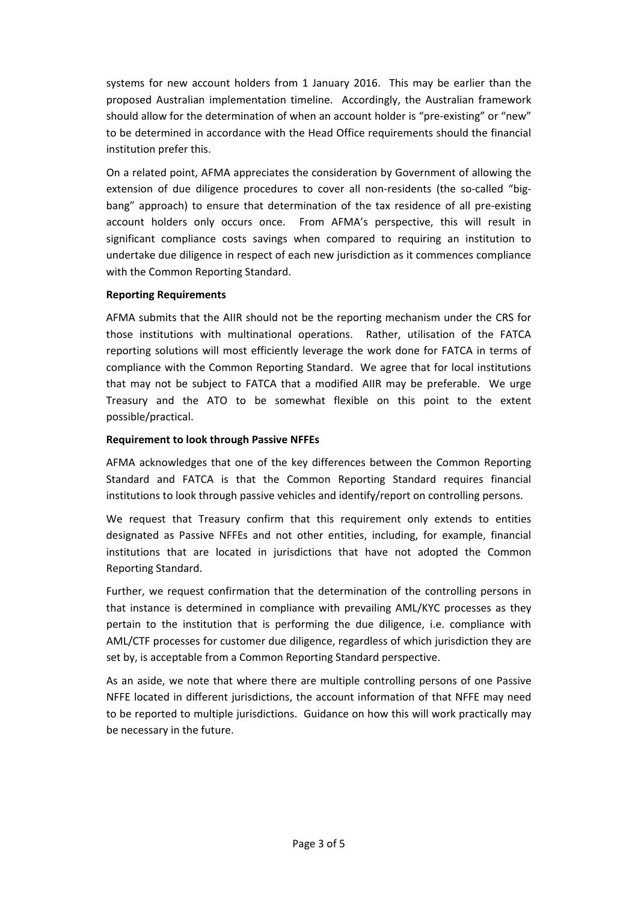systems for new account holders from 1 January 2016. This may be earlier than the proposed Australian implementation timeline. Accordingly, the Australian framework should allow for the determination of when an account holder is "pre-existing" or "new" to be determined in accordance with the Head Office requirements should the financial institution prefer this.

On a related point, AFMA appreciates the consideration by Government of allowing the extension of due diligence procedures to cover all non-residents (the so-called "big-bang" approach) to ensure that determination of the tax residence of all pre-existing account holders only occurs once. From AFMA's perspective, this will result in significant compliance costs savings when compared to requiring an institution to undertake due diligence in respect of each new jurisdiction as it commences compliance with the Common Reporting Standard.

**Reporting Requirements**

AFMA submits that the AIIR should not be the reporting mechanism under the CRS for those institutions with multinational operations. Rather, utilisation of the FATCA reporting solutions will most efficiently leverage the work done for FATCA in terms of compliance with the Common Reporting Standard. We agree that for local institutions that may not be subject to FATCA that a modified AIIR may be preferable. We urge Treasury and the ATO to be somewhat flexible on this point to the extent possible/practical.

**Requirement to look through Passive NFFEs**

AFMA acknowledges that one of the key differences between the Common Reporting Standard and FATCA is that the Common Reporting Standard requires financial institutions to look through passive vehicles and identify/report on controlling persons.

We request that Treasury confirm that this requirement only extends to entities designated as Passive NFFEs and not other entities, including, for example, financial institutions that are located in jurisdictions that have not adopted the Common Reporting Standard.

Further, we request confirmation that the determination of the controlling persons in that instance is determined in compliance with prevailing AML/KYC processes as they pertain to the institution that is performing the due diligence, i.e. compliance with AML/CTF processes for customer due diligence, regardless of which jurisdiction they are set by, is acceptable from a Common Reporting Standard perspective.

As an aside, we note that where there are multiple controlling persons of one Passive NFFE located in different jurisdictions, the account information of that NFFE may need to be reported to multiple jurisdictions. Guidance on how this will work practically may be necessary in the future.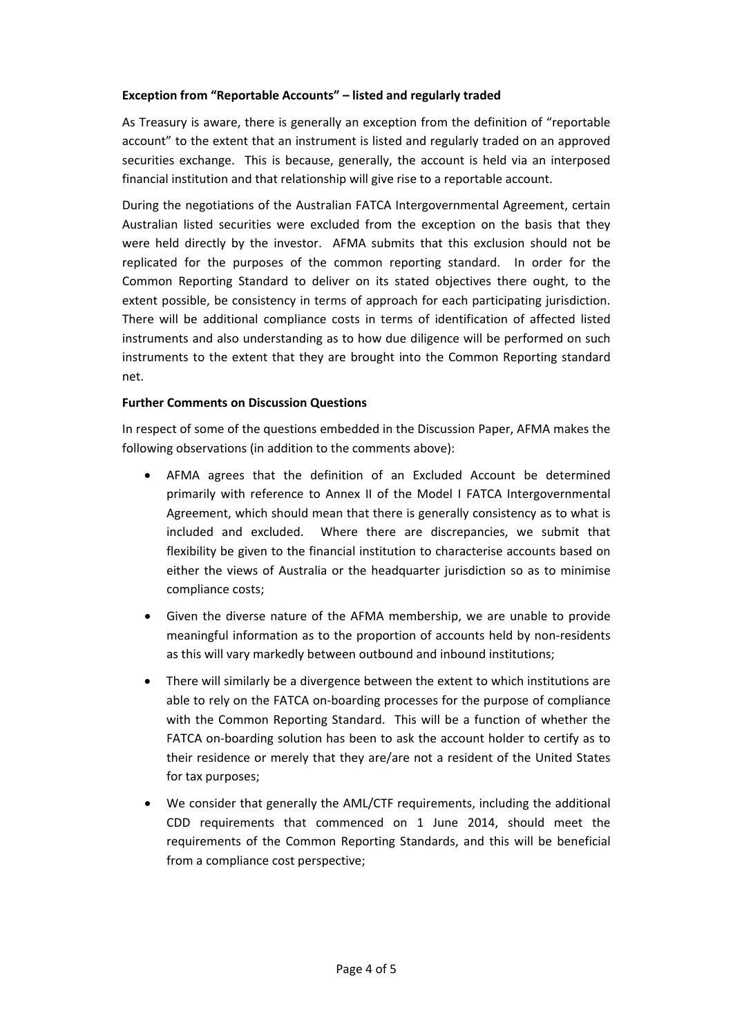**Exception from "Reportable Accounts" – listed and regularly traded**

As Treasury is aware, there is generally an exception from the definition of "reportable account" to the extent that an instrument is listed and regularly traded on an approved securities exchange. This is because, generally, the account is held via an interposed financial institution and that relationship will give rise to a reportable account.

During the negotiations of the Australian FATCA Intergovernmental Agreement, certain Australian listed securities were excluded from the exception on the basis that they were held directly by the investor. AFMA submits that this exclusion should not be replicated for the purposes of the common reporting standard. In order for the Common Reporting Standard to deliver on its stated objectives there ought, to the extent possible, be consistency in terms of approach for each participating jurisdiction. There will be additional compliance costs in terms of identification of affected listed instruments and also understanding as to how due diligence will be performed on such instruments to the extent that they are brought into the Common Reporting standard net.

**Further Comments on Discussion Questions**

In respect of some of the questions embedded in the Discussion Paper, AFMA makes the following observations (in addition to the comments above):

- AFMA agrees that the definition of an Excluded Account be determined primarily with reference to Annex II of the Model I FATCA Intergovernmental Agreement, which should mean that there is generally consistency as to what is included and excluded. Where there are discrepancies, we submit that flexibility be given to the financial institution to characterise accounts based on either the views of Australia or the headquarter jurisdiction so as to minimise compliance costs;
- Given the diverse nature of the AFMA membership, we are unable to provide meaningful information as to the proportion of accounts held by non-residents as this will vary markedly between outbound and inbound institutions;
- There will similarly be a divergence between the extent to which institutions are able to rely on the FATCA on-boarding processes for the purpose of compliance with the Common Reporting Standard. This will be a function of whether the FATCA on-boarding solution has been to ask the account holder to certify as to their residence or merely that they are/are not a resident of the United States for tax purposes;
- We consider that generally the AML/CTF requirements, including the additional CDD requirements that commenced on 1 June 2014, should meet the requirements of the Common Reporting Standards, and this will be beneficial from a compliance cost perspective;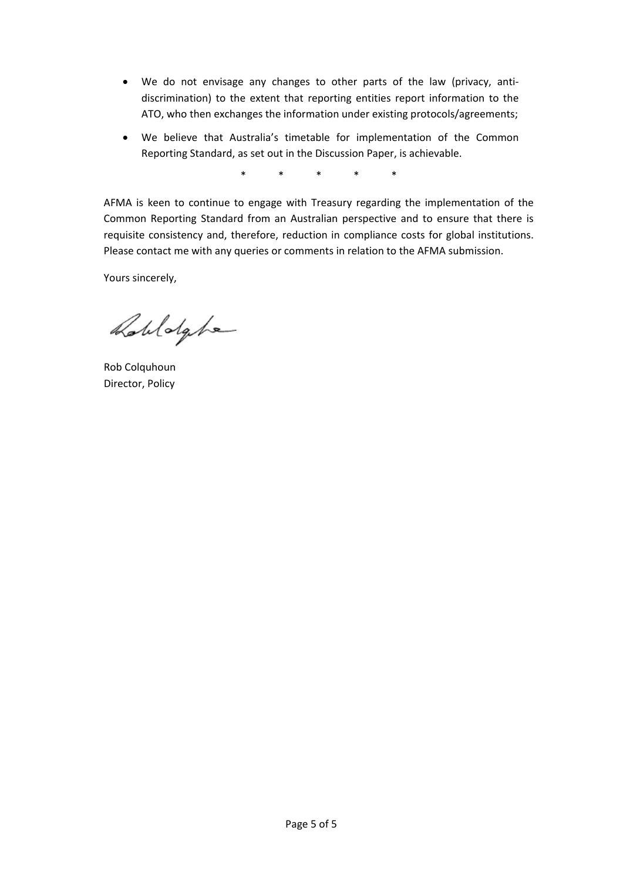- We do not envisage any changes to other parts of the law (privacy, anti-discrimination) to the extent that reporting entities report information to the ATO, who then exchanges the information under existing protocols/agreements;
- We believe that Australia's timetable for implementation of the Common Reporting Standard, as set out in the Discussion Paper, is achievable.

\* \* \* \* \*

AFMA is keen to continue to engage with Treasury regarding the implementation of the Common Reporting Standard from an Australian perspective and to ensure that there is requisite consistency and, therefore, reduction in compliance costs for global institutions. Please contact me with any queries or comments in relation to the AFMA submission.

Yours sincerely,

Rob Colquhoun
Director, Policy